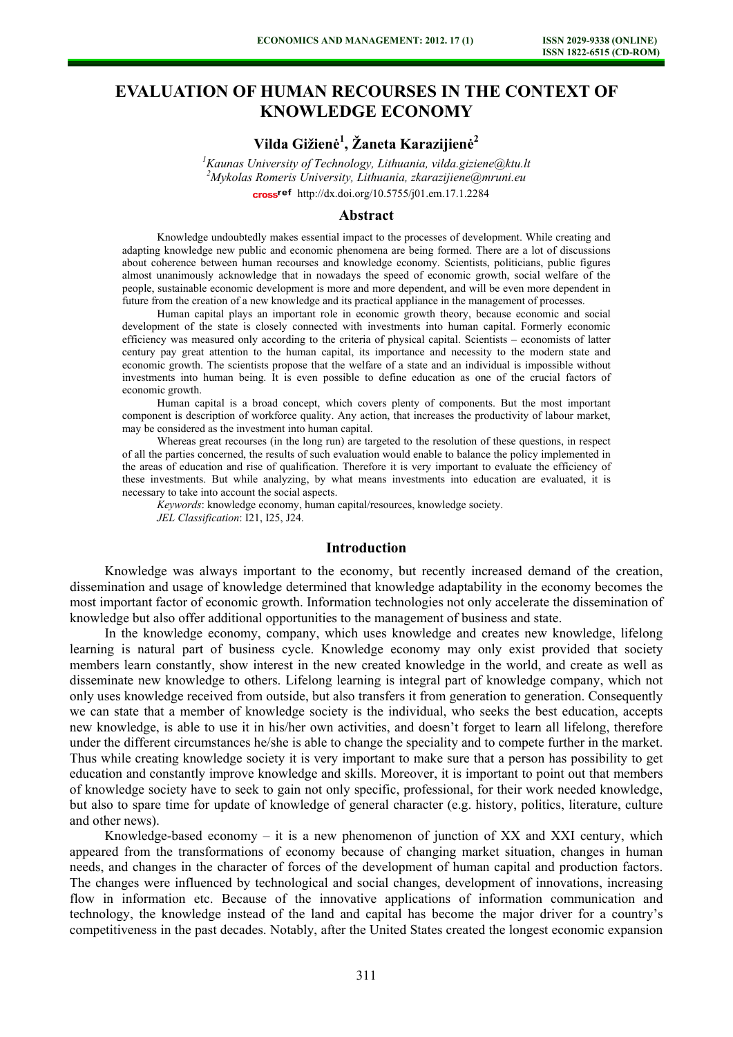# EVALUATION OF HUMAN RECOURSES IN THE CONTEXT OF KNOWLEDGE ECONOMY

**Vilda Gižienė[1], Žaneta Karazijienė[2]**

[1]*Kaunas University of Technology, Lithuania, vilda.giziene@ktu.lt*
[2]*Mykolas Romeris University, Lithuania, zkarazijiene@mruni.eu*

crossref http://dx.doi.org/10.5755/j01.em.17.1.2284

## Abstract

Knowledge undoubtedly makes essential impact to the processes of development. While creating and adapting knowledge new public and economic phenomena are being formed. There are a lot of discussions about coherence between human recourses and knowledge economy. Scientists, politicians, public figures almost unanimously acknowledge that in nowadays the speed of economic growth, social welfare of the people, sustainable economic development is more and more dependent, and will be even more dependent in future from the creation of a new knowledge and its practical appliance in the management of processes.

Human capital plays an important role in economic growth theory, because economic and social development of the state is closely connected with investments into human capital. Formerly economic efficiency was measured only according to the criteria of physical capital. Scientists – economists of latter century pay great attention to the human capital, its importance and necessity to the modern state and economic growth. The scientists propose that the welfare of a state and an individual is impossible without investments into human being. It is even possible to define education as one of the crucial factors of economic growth.

Human capital is a broad concept, which covers plenty of components. But the most important component is description of workforce quality. Any action, that increases the productivity of labour market, may be considered as the investment into human capital.

Whereas great recourses (in the long run) are targeted to the resolution of these questions, in respect of all the parties concerned, the results of such evaluation would enable to balance the policy implemented in the areas of education and rise of qualification. Therefore it is very important to evaluate the efficiency of these investments. But while analyzing, by what means investments into education are evaluated, it is necessary to take into account the social aspects.

*Keywords*: knowledge economy, human capital/resources, knowledge society.

*JEL Classification*: I21, I25, J24.

## Introduction

Knowledge was always important to the economy, but recently increased demand of the creation, dissemination and usage of knowledge determined that knowledge adaptability in the economy becomes the most important factor of economic growth. Information technologies not only accelerate the dissemination of knowledge but also offer additional opportunities to the management of business and state.

In the knowledge economy, company, which uses knowledge and creates new knowledge, lifelong learning is natural part of business cycle. Knowledge economy may only exist provided that society members learn constantly, show interest in the new created knowledge in the world, and create as well as disseminate new knowledge to others. Lifelong learning is integral part of knowledge company, which not only uses knowledge received from outside, but also transfers it from generation to generation. Consequently we can state that a member of knowledge society is the individual, who seeks the best education, accepts new knowledge, is able to use it in his/her own activities, and doesn't forget to learn all lifelong, therefore under the different circumstances he/she is able to change the speciality and to compete further in the market. Thus while creating knowledge society it is very important to make sure that a person has possibility to get education and constantly improve knowledge and skills. Moreover, it is important to point out that members of knowledge society have to seek to gain not only specific, professional, for their work needed knowledge, but also to spare time for update of knowledge of general character (e.g. history, politics, literature, culture and other news).

Knowledge-based economy – it is a new phenomenon of junction of XX and XXI century, which appeared from the transformations of economy because of changing market situation, changes in human needs, and changes in the character of forces of the development of human capital and production factors. The changes were influenced by technological and social changes, development of innovations, increasing flow in information etc. Because of the innovative applications of information communication and technology, the knowledge instead of the land and capital has become the major driver for a country's competitiveness in the past decades. Notably, after the United States created the longest economic expansion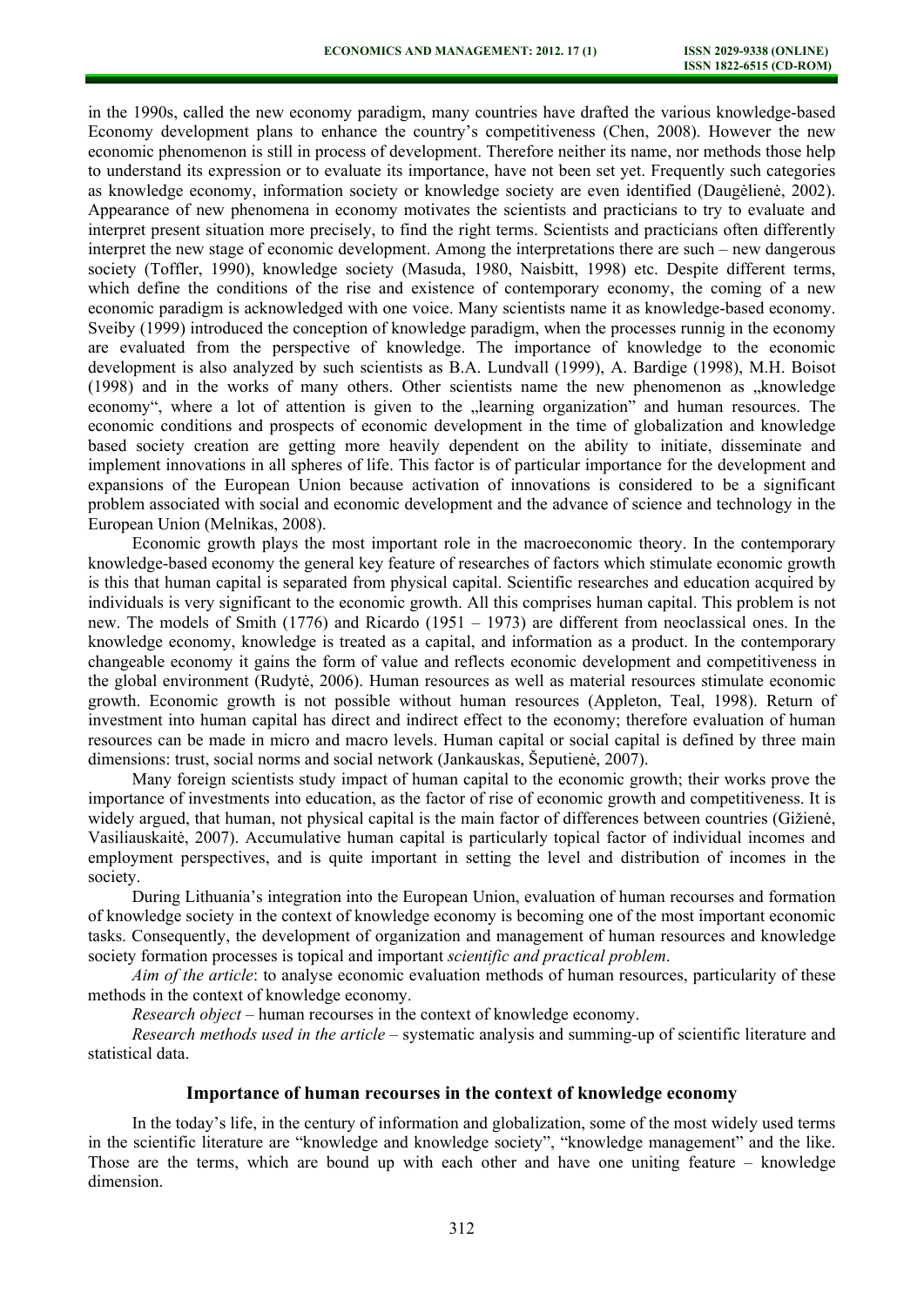in the 1990s, called the new economy paradigm, many countries have drafted the various knowledge-based Economy development plans to enhance the country's competitiveness (Chen, 2008). However the new economic phenomenon is still in process of development. Therefore neither its name, nor methods those help to understand its expression or to evaluate its importance, have not been set yet. Frequently such categories as knowledge economy, information society or knowledge society are even identified (Daugėlienė, 2002). Appearance of new phenomena in economy motivates the scientists and practicians to try to evaluate and interpret present situation more precisely, to find the right terms. Scientists and practicians often differently interpret the new stage of economic development. Among the interpretations there are such – new dangerous society (Toffler, 1990), knowledge society (Masuda, 1980, Naisbitt, 1998) etc. Despite different terms, which define the conditions of the rise and existence of contemporary economy, the coming of a new economic paradigm is acknowledged with one voice. Many scientists name it as knowledge-based economy. Sveiby (1999) introduced the conception of knowledge paradigm, when the processes runnig in the economy are evaluated from the perspective of knowledge. The importance of knowledge to the economic development is also analyzed by such scientists as B.A. Lundvall (1999), A. Bardige (1998), M.H. Boisot (1998) and in the works of many others. Other scientists name the new phenomenon as „knowledge economy", where a lot of attention is given to the „learning organization" and human resources. The economic conditions and prospects of economic development in the time of globalization and knowledge based society creation are getting more heavily dependent on the ability to initiate, disseminate and implement innovations in all spheres of life. This factor is of particular importance for the development and expansions of the European Union because activation of innovations is considered to be a significant problem associated with social and economic development and the advance of science and technology in the European Union (Melnikas, 2008).

Economic growth plays the most important role in the macroeconomic theory. In the contemporary knowledge-based economy the general key feature of researches of factors which stimulate economic growth is this that human capital is separated from physical capital. Scientific researches and education acquired by individuals is very significant to the economic growth. All this comprises human capital. This problem is not new. The models of Smith (1776) and Ricardo (1951 – 1973) are different from neoclassical ones. In the knowledge economy, knowledge is treated as a capital, and information as a product. In the contemporary changeable economy it gains the form of value and reflects economic development and competitiveness in the global environment (Rudytė, 2006). Human resources as well as material resources stimulate economic growth. Economic growth is not possible without human resources (Appleton, Teal, 1998). Return of investment into human capital has direct and indirect effect to the economy; therefore evaluation of human resources can be made in micro and macro levels. Human capital or social capital is defined by three main dimensions: trust, social norms and social network (Jankauskas, Šeputienė, 2007).

Many foreign scientists study impact of human capital to the economic growth; their works prove the importance of investments into education, as the factor of rise of economic growth and competitiveness. It is widely argued, that human, not physical capital is the main factor of differences between countries (Gižienė, Vasiliauskaitė, 2007). Accumulative human capital is particularly topical factor of individual incomes and employment perspectives, and is quite important in setting the level and distribution of incomes in the society.

During Lithuania's integration into the European Union, evaluation of human recourses and formation of knowledge society in the context of knowledge economy is becoming one of the most important economic tasks. Consequently, the development of organization and management of human resources and knowledge society formation processes is topical and important *scientific and practical problem*.

*Aim of the article*: to analyse economic evaluation methods of human resources, particularity of these methods in the context of knowledge economy.

*Research object* – human recourses in the context of knowledge economy.

*Research methods used in the article* – systematic analysis and summing-up of scientific literature and statistical data.

## Importance of human recourses in the context of knowledge economy

In the today's life, in the century of information and globalization, some of the most widely used terms in the scientific literature are "knowledge and knowledge society", "knowledge management" and the like. Those are the terms, which are bound up with each other and have one uniting feature – knowledge dimension.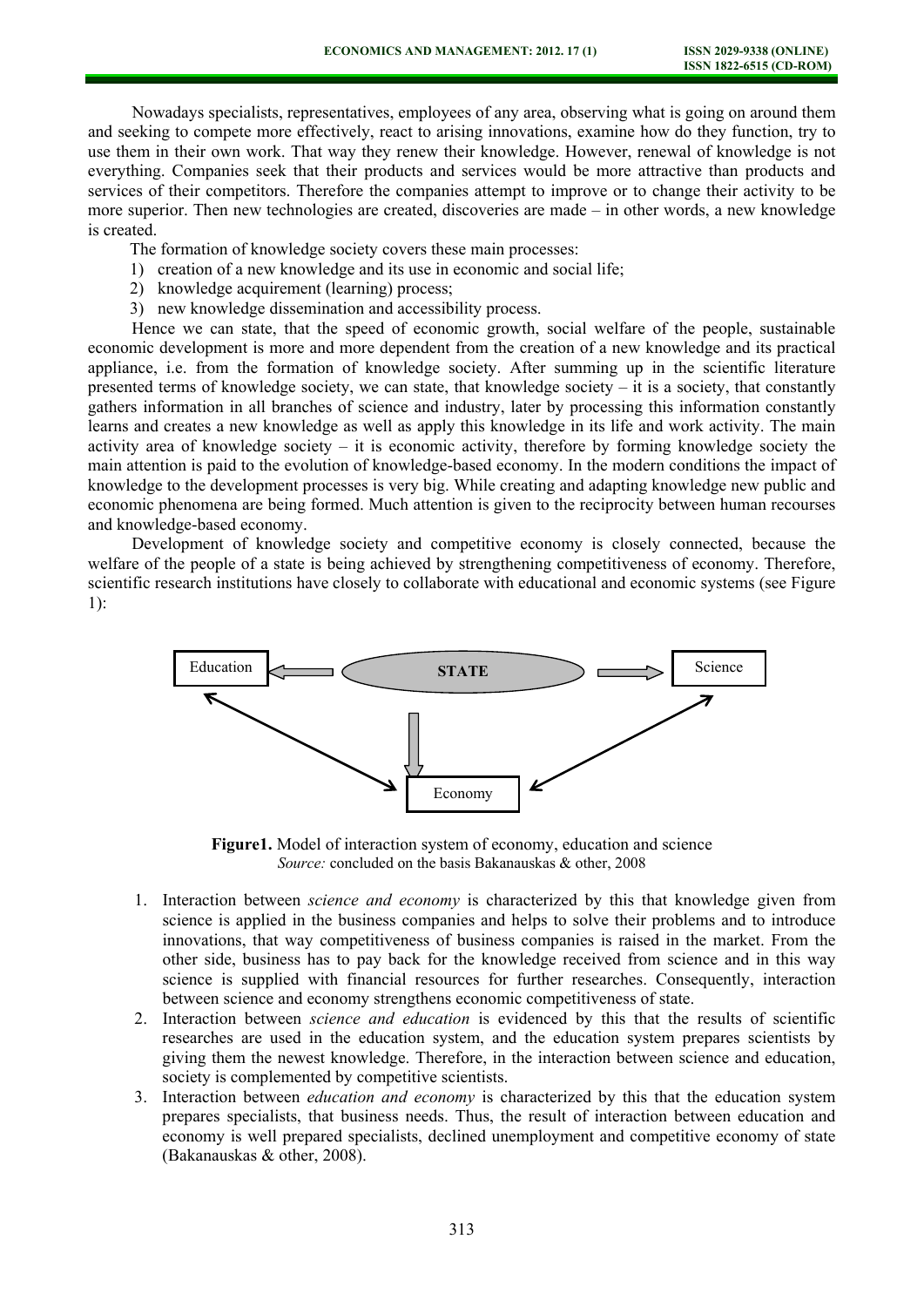Nowadays specialists, representatives, employees of any area, observing what is going on around them and seeking to compete more effectively, react to arising innovations, examine how do they function, try to use them in their own work. That way they renew their knowledge. However, renewal of knowledge is not everything. Companies seek that their products and services would be more attractive than products and services of their competitors. Therefore the companies attempt to improve or to change their activity to be more superior. Then new technologies are created, discoveries are made – in other words, a new knowledge is created.

The formation of knowledge society covers these main processes:

1) creation of a new knowledge and its use in economic and social life;
2) knowledge acquirement (learning) process;
3) new knowledge dissemination and accessibility process.

Hence we can state, that the speed of economic growth, social welfare of the people, sustainable economic development is more and more dependent from the creation of a new knowledge and its practical appliance, i.e. from the formation of knowledge society. After summing up in the scientific literature presented terms of knowledge society, we can state, that knowledge society – it is a society, that constantly gathers information in all branches of science and industry, later by processing this information constantly learns and creates a new knowledge as well as apply this knowledge in its life and work activity. The main activity area of knowledge society – it is economic activity, therefore by forming knowledge society the main attention is paid to the evolution of knowledge-based economy. In the modern conditions the impact of knowledge to the development processes is very big. While creating and adapting knowledge new public and economic phenomena are being formed. Much attention is given to the reciprocity between human recourses and knowledge-based economy.

Development of knowledge society and competitive economy is closely connected, because the welfare of the people of a state is being achieved by strengthening competitiveness of economy. Therefore, scientific research institutions have closely to collaborate with educational and economic systems (see Figure 1):

Education — STATE — Science — Economy

**Figure1.** Model of interaction system of economy, education and science
*Source:* concluded on the basis Bakanauskas & other, 2008

1. Interaction between *science and economy* is characterized by this that knowledge given from science is applied in the business companies and helps to solve their problems and to introduce innovations, that way competitiveness of business companies is raised in the market. From the other side, business has to pay back for the knowledge received from science and in this way science is supplied with financial resources for further researches. Consequently, interaction between science and economy strengthens economic competitiveness of state.
2. Interaction between *science and education* is evidenced by this that the results of scientific researches are used in the education system, and the education system prepares scientists by giving them the newest knowledge. Therefore, in the interaction between science and education, society is complemented by competitive scientists.
3. Interaction between *education and economy* is characterized by this that the education system prepares specialists, that business needs. Thus, the result of interaction between education and economy is well prepared specialists, declined unemployment and competitive economy of state (Bakanauskas & other, 2008).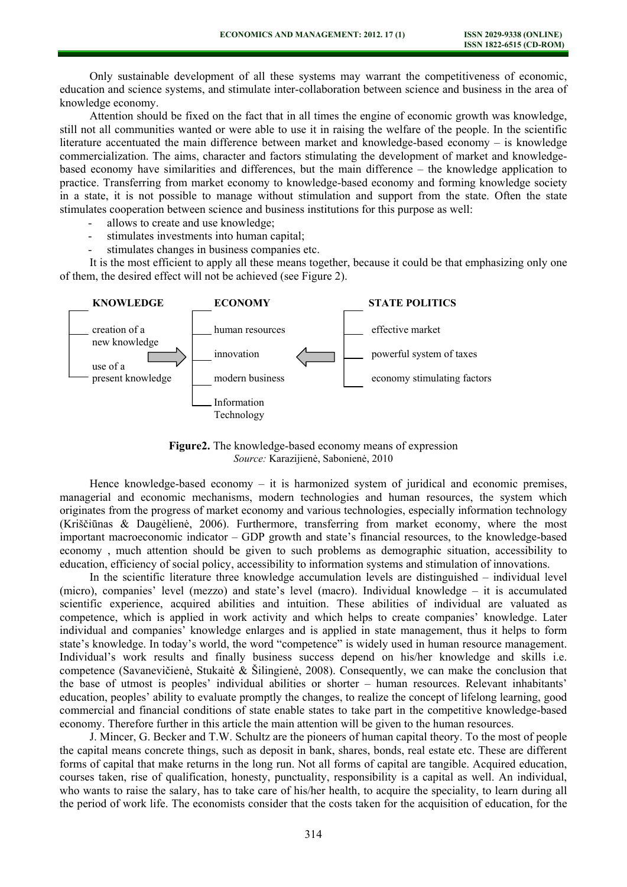Only sustainable development of all these systems may warrant the competitiveness of economic, education and science systems, and stimulate inter-collaboration between science and business in the area of knowledge economy.

Attention should be fixed on the fact that in all times the engine of economic growth was knowledge, still not all communities wanted or were able to use it in raising the welfare of the people. In the scientific literature accentuated the main difference between market and knowledge-based economy – is knowledge commercialization. The aims, character and factors stimulating the development of market and knowledge-based economy have similarities and differences, but the main difference – the knowledge application to practice. Transferring from market economy to knowledge-based economy and forming knowledge society in a state, it is not possible to manage without stimulation and support from the state. Often the state stimulates cooperation between science and business institutions for this purpose as well:

- allows to create and use knowledge;
- stimulates investments into human capital;
- stimulates changes in business companies etc.

It is the most efficient to apply all these means together, because it could be that emphasizing only one of them, the desired effect will not be achieved (see Figure 2).

| KNOWLEDGE | | ECONOMY | | STATE POLITICS |
|---|---|---|---|---|
| creation of a new knowledge | → | human resources | ← | effective market |
| use of a present knowledge | | innovation | | powerful system of taxes |
| | | modern business | | economy stimulating factors |
| | | Information Technology | | |

**Figure2.** The knowledge-based economy means of expression
*Source:* Karazijienė, Sabonienė, 2010

Hence knowledge-based economy – it is harmonized system of juridical and economic premises, managerial and economic mechanisms, modern technologies and human resources, the system which originates from the progress of market economy and various technologies, especially information technology (Kriščiūnas & Daugėlienė, 2006). Furthermore, transferring from market economy, where the most important macroeconomic indicator – GDP growth and state's financial resources, to the knowledge-based economy , much attention should be given to such problems as demographic situation, accessibility to education, efficiency of social policy, accessibility to information systems and stimulation of innovations.

In the scientific literature three knowledge accumulation levels are distinguished – individual level (micro), companies' level (mezzo) and state's level (macro). Individual knowledge – it is accumulated scientific experience, acquired abilities and intuition. These abilities of individual are valuated as competence, which is applied in work activity and which helps to create companies' knowledge. Later individual and companies' knowledge enlarges and is applied in state management, thus it helps to form state's knowledge. In today's world, the word "competence" is widely used in human resource management. Individual's work results and finally business success depend on his/her knowledge and skills i.e. competence (Savanevičienė, Stukaitė & Šilingienė, 2008). Consequently, we can make the conclusion that the base of utmost is peoples' individual abilities or shorter – human resources. Relevant inhabitants' education, peoples' ability to evaluate promptly the changes, to realize the concept of lifelong learning, good commercial and financial conditions of state enable states to take part in the competitive knowledge-based economy. Therefore further in this article the main attention will be given to the human resources.

J. Mincer, G. Becker and T.W. Schultz are the pioneers of human capital theory. To the most of people the capital means concrete things, such as deposit in bank, shares, bonds, real estate etc. These are different forms of capital that make returns in the long run. Not all forms of capital are tangible. Acquired education, courses taken, rise of qualification, honesty, punctuality, responsibility is a capital as well. An individual, who wants to raise the salary, has to take care of his/her health, to acquire the speciality, to learn during all the period of work life. The economists consider that the costs taken for the acquisition of education, for the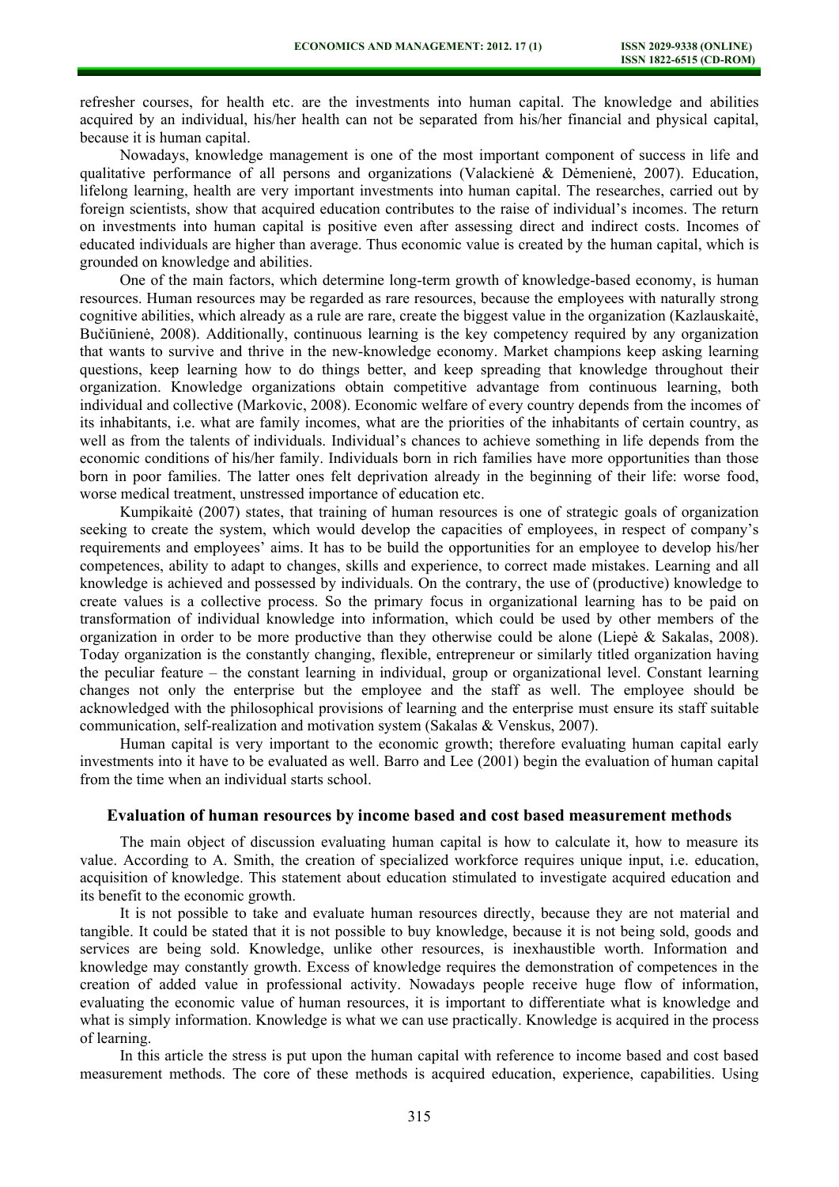refresher courses, for health etc. are the investments into human capital. The knowledge and abilities acquired by an individual, his/her health can not be separated from his/her financial and physical capital, because it is human capital.

Nowadays, knowledge management is one of the most important component of success in life and qualitative performance of all persons and organizations (Valackienė & Dėmenienė, 2007). Education, lifelong learning, health are very important investments into human capital. The researches, carried out by foreign scientists, show that acquired education contributes to the raise of individual's incomes. The return on investments into human capital is positive even after assessing direct and indirect costs. Incomes of educated individuals are higher than average. Thus economic value is created by the human capital, which is grounded on knowledge and abilities.

One of the main factors, which determine long-term growth of knowledge-based economy, is human resources. Human resources may be regarded as rare resources, because the employees with naturally strong cognitive abilities, which already as a rule are rare, create the biggest value in the organization (Kazlauskaitė, Bučiūnienė, 2008). Additionally, continuous learning is the key competency required by any organization that wants to survive and thrive in the new-knowledge economy. Market champions keep asking learning questions, keep learning how to do things better, and keep spreading that knowledge throughout their organization. Knowledge organizations obtain competitive advantage from continuous learning, both individual and collective (Markovic, 2008). Economic welfare of every country depends from the incomes of its inhabitants, i.e. what are family incomes, what are the priorities of the inhabitants of certain country, as well as from the talents of individuals. Individual's chances to achieve something in life depends from the economic conditions of his/her family. Individuals born in rich families have more opportunities than those born in poor families. The latter ones felt deprivation already in the beginning of their life: worse food, worse medical treatment, unstressed importance of education etc.

Kumpikaitė (2007) states, that training of human resources is one of strategic goals of organization seeking to create the system, which would develop the capacities of employees, in respect of company's requirements and employees' aims. It has to be build the opportunities for an employee to develop his/her competences, ability to adapt to changes, skills and experience, to correct made mistakes. Learning and all knowledge is achieved and possessed by individuals. On the contrary, the use of (productive) knowledge to create values is a collective process. So the primary focus in organizational learning has to be paid on transformation of individual knowledge into information, which could be used by other members of the organization in order to be more productive than they otherwise could be alone (Liepė & Sakalas, 2008). Today organization is the constantly changing, flexible, entrepreneur or similarly titled organization having the peculiar feature – the constant learning in individual, group or organizational level. Constant learning changes not only the enterprise but the employee and the staff as well. The employee should be acknowledged with the philosophical provisions of learning and the enterprise must ensure its staff suitable communication, self-realization and motivation system (Sakalas & Venskus, 2007).

Human capital is very important to the economic growth; therefore evaluating human capital early investments into it have to be evaluated as well. Barro and Lee (2001) begin the evaluation of human capital from the time when an individual starts school.

## Evaluation of human resources by income based and cost based measurement methods

The main object of discussion evaluating human capital is how to calculate it, how to measure its value. According to A. Smith, the creation of specialized workforce requires unique input, i.e. education, acquisition of knowledge. This statement about education stimulated to investigate acquired education and its benefit to the economic growth.

It is not possible to take and evaluate human resources directly, because they are not material and tangible. It could be stated that it is not possible to buy knowledge, because it is not being sold, goods and services are being sold. Knowledge, unlike other resources, is inexhaustible worth. Information and knowledge may constantly growth. Excess of knowledge requires the demonstration of competences in the creation of added value in professional activity. Nowadays people receive huge flow of information, evaluating the economic value of human resources, it is important to differentiate what is knowledge and what is simply information. Knowledge is what we can use practically. Knowledge is acquired in the process of learning.

In this article the stress is put upon the human capital with reference to income based and cost based measurement methods. The core of these methods is acquired education, experience, capabilities. Using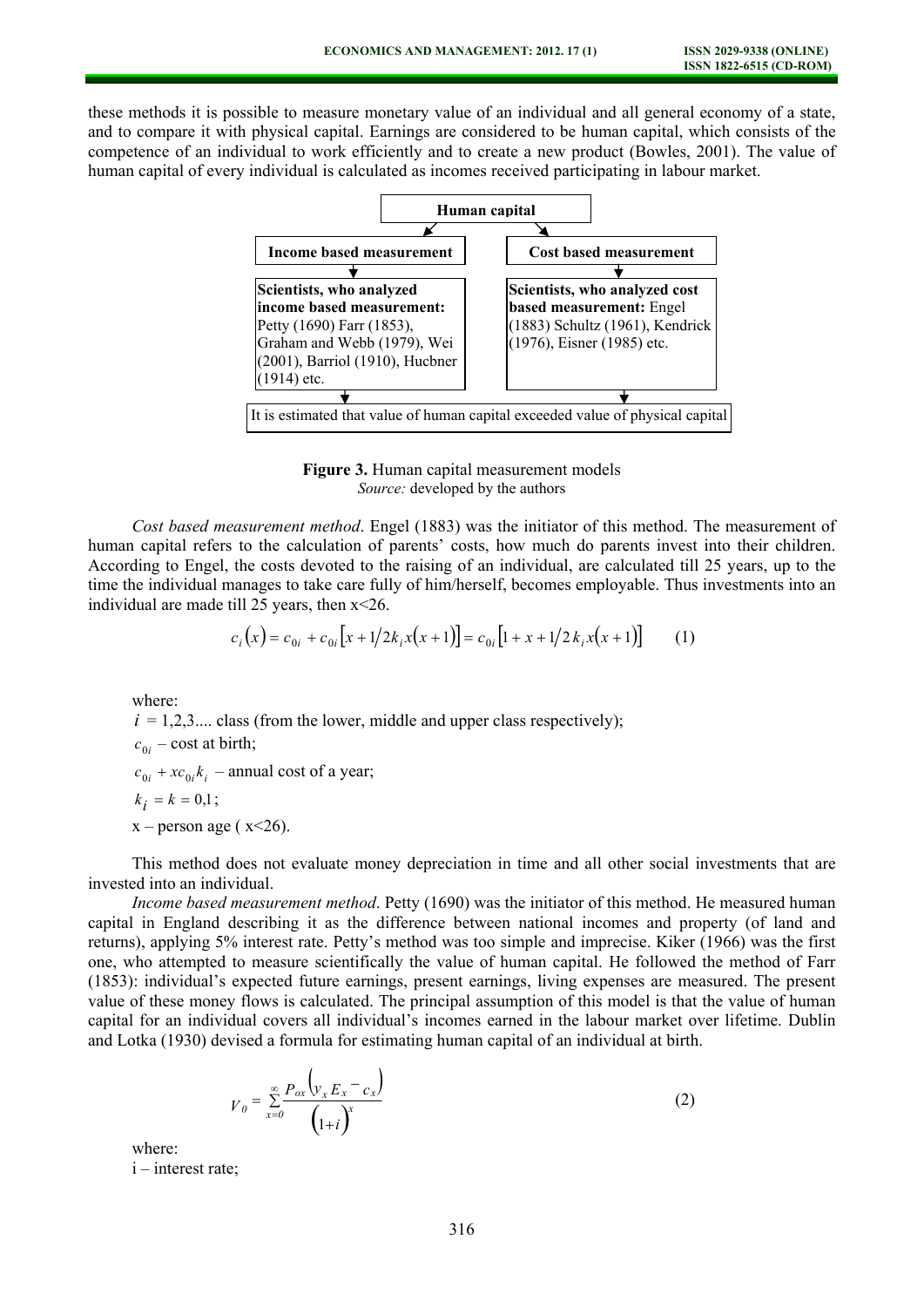these methods it is possible to measure monetary value of an individual and all general economy of a state, and to compare it with physical capital. Earnings are considered to be human capital, which consists of the competence of an individual to work efficiently and to create a new product (Bowles, 2001). The value of human capital of every individual is calculated as incomes received participating in labour market.

**Human capital**

| **Income based measurement** | **Cost based measurement** |
| --- | --- |
| **Scientists, who analyzed income based measurement:** Petty (1690) Farr (1853), Graham and Webb (1979), Wei (2001), Barriol (1910), Hucbner (1914) etc. | **Scientists, who analyzed cost based measurement:** Engel (1883) Schultz (1961), Kendrick (1976), Eisner (1985) etc. |

It is estimated that value of human capital exceeded value of physical capital

**Figure 3.** Human capital measurement models
*Source:* developed by the authors

*Cost based measurement method*. Engel (1883) was the initiator of this method. The measurement of human capital refers to the calculation of parents' costs, how much do parents invest into their children. According to Engel, the costs devoted to the raising of an individual, are calculated till 25 years, up to the time the individual manages to take care fully of him/herself, becomes employable. Thus investments into an individual are made till 25 years, then x<26.

$$c_i(x) = c_{0i} + c_{0i}\left[x + 1/2k_i x(x+1)\right] = c_{0i}\left[1 + x + 1/2\,k_i x(x+1)\right] \qquad (1)$$

where:

$i$ = 1,2,3.... class (from the lower, middle and upper class respectively);

$c_{0i}$ – cost at birth;

$c_{0i} + xc_{0i}k_i$ – annual cost of a year;

$k_i = k = 0{,}1$;

x – person age ( x<26).

This method does not evaluate money depreciation in time and all other social investments that are invested into an individual.

*Income based measurement method*. Petty (1690) was the initiator of this method. He measured human capital in England describing it as the difference between national incomes and property (of land and returns), applying 5% interest rate. Petty's method was too simple and imprecise. Kiker (1966) was the first one, who attempted to measure scientifically the value of human capital. He followed the method of Farr (1853): individual's expected future earnings, present earnings, living expenses are measured. The present value of these money flows is calculated. The principal assumption of this model is that the value of human capital for an individual covers all individual's incomes earned in the labour market over lifetime. Dublin and Lotka (1930) devised a formula for estimating human capital of an individual at birth.

$$V_0 = \sum_{x=0}^{\infty} \frac{P_{ox}\left(y_x E_x - c_x\right)}{\left(1+i\right)^x} \qquad (2)$$

where:

i – interest rate;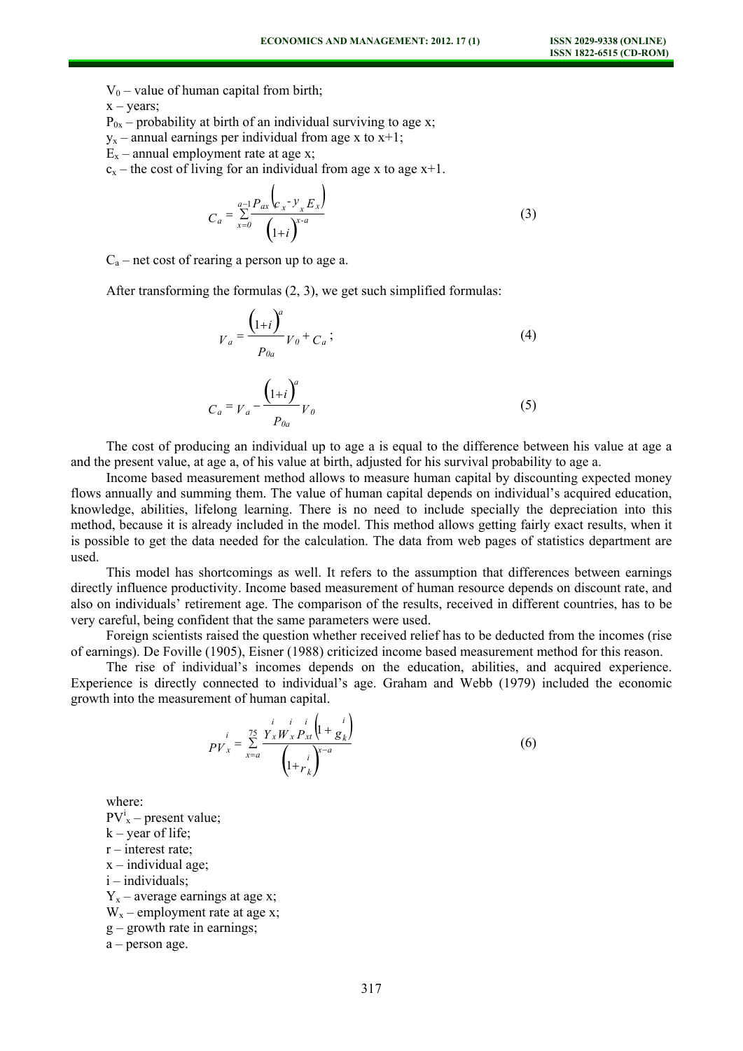$V_0$ – value of human capital from birth;

x – years;

$P_{0x}$ – probability at birth of an individual surviving to age x;

$y_x$ – annual earnings per individual from age x to x+1;

$E_x$ – annual employment rate at age x;

$c_x$ – the cost of living for an individual from age x to age x+1.

$$C_a = \sum_{x=0}^{a-1} \frac{P_{ax}\left(c_x - y_x E_x\right)}{\left(1+i\right)^{x-a}} \tag{3}$$

$C_a$ – net cost of rearing a person up to age a.

After transforming the formulas (2, 3), we get such simplified formulas:

$$V_a = \frac{\left(1+i\right)^a}{P_{0a}} V_0 + C_a ; \tag{4}$$

$$C_a = V_a - \frac{\left(1+i\right)^a}{P_{0a}} V_0 \tag{5}$$

The cost of producing an individual up to age a is equal to the difference between his value at age a and the present value, at age a, of his value at birth, adjusted for his survival probability to age a.

Income based measurement method allows to measure human capital by discounting expected money flows annually and summing them. The value of human capital depends on individual's acquired education, knowledge, abilities, lifelong learning. There is no need to include specially the depreciation into this method, because it is already included in the model. This method allows getting fairly exact results, when it is possible to get the data needed for the calculation. The data from web pages of statistics department are used.

This model has shortcomings as well. It refers to the assumption that differences between earnings directly influence productivity. Income based measurement of human resource depends on discount rate, and also on individuals' retirement age. The comparison of the results, received in different countries, has to be very careful, being confident that the same parameters were used.

Foreign scientists raised the question whether received relief has to be deducted from the incomes (rise of earnings). De Foville (1905), Eisner (1988) criticized income based measurement method for this reason.

The rise of individual's incomes depends on the education, abilities, and acquired experience. Experience is directly connected to individual's age. Graham and Webb (1979) included the economic growth into the measurement of human capital.

$$PV_x^i = \sum_{x=a}^{75} \frac{Y_x^i W_x^i P_{xt}^i \left(1 + g_k^i\right)}{\left(1+r_k^i\right)^{x-a}} \tag{6}$$

where:

$PV^i_x$ – present value;

k – year of life;

r – interest rate;

x – individual age;

i – individuals;

$Y_x$ – average earnings at age x;

$W_x$ – employment rate at age x;

g – growth rate in earnings;

a – person age.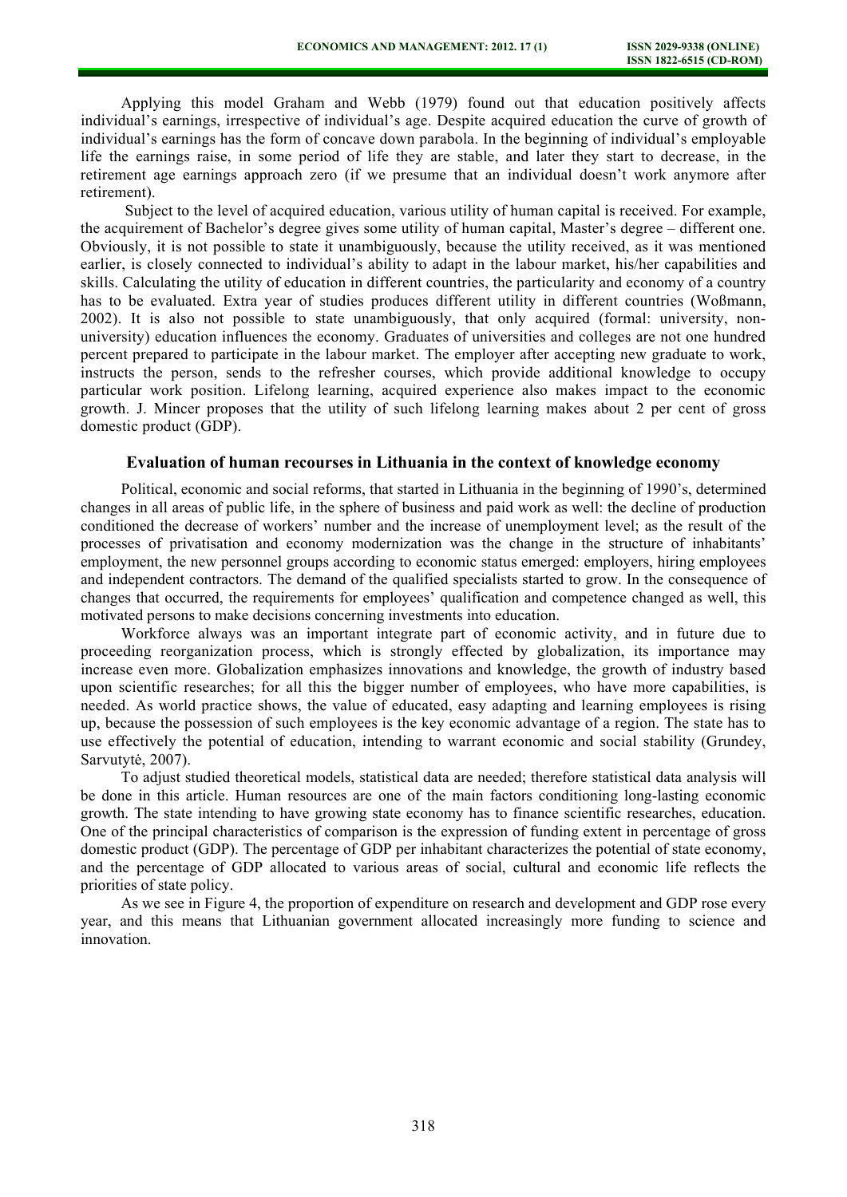Applying this model Graham and Webb (1979) found out that education positively affects individual's earnings, irrespective of individual's age. Despite acquired education the curve of growth of individual's earnings has the form of concave down parabola. In the beginning of individual's employable life the earnings raise, in some period of life they are stable, and later they start to decrease, in the retirement age earnings approach zero (if we presume that an individual doesn't work anymore after retirement).

Subject to the level of acquired education, various utility of human capital is received. For example, the acquirement of Bachelor's degree gives some utility of human capital, Master's degree – different one. Obviously, it is not possible to state it unambiguously, because the utility received, as it was mentioned earlier, is closely connected to individual's ability to adapt in the labour market, his/her capabilities and skills. Calculating the utility of education in different countries, the particularity and economy of a country has to be evaluated. Extra year of studies produces different utility in different countries (Woßmann, 2002). It is also not possible to state unambiguously, that only acquired (formal: university, non-university) education influences the economy. Graduates of universities and colleges are not one hundred percent prepared to participate in the labour market. The employer after accepting new graduate to work, instructs the person, sends to the refresher courses, which provide additional knowledge to occupy particular work position. Lifelong learning, acquired experience also makes impact to the economic growth. J. Mincer proposes that the utility of such lifelong learning makes about 2 per cent of gross domestic product (GDP).

## Evaluation of human recourses in Lithuania in the context of knowledge economy

Political, economic and social reforms, that started in Lithuania in the beginning of 1990's, determined changes in all areas of public life, in the sphere of business and paid work as well: the decline of production conditioned the decrease of workers' number and the increase of unemployment level; as the result of the processes of privatisation and economy modernization was the change in the structure of inhabitants' employment, the new personnel groups according to economic status emerged: employers, hiring employees and independent contractors. The demand of the qualified specialists started to grow. In the consequence of changes that occurred, the requirements for employees' qualification and competence changed as well, this motivated persons to make decisions concerning investments into education.

Workforce always was an important integrate part of economic activity, and in future due to proceeding reorganization process, which is strongly effected by globalization, its importance may increase even more. Globalization emphasizes innovations and knowledge, the growth of industry based upon scientific researches; for all this the bigger number of employees, who have more capabilities, is needed. As world practice shows, the value of educated, easy adapting and learning employees is rising up, because the possession of such employees is the key economic advantage of a region. The state has to use effectively the potential of education, intending to warrant economic and social stability (Grundey, Sarvutytė, 2007).

To adjust studied theoretical models, statistical data are needed; therefore statistical data analysis will be done in this article. Human resources are one of the main factors conditioning long-lasting economic growth. The state intending to have growing state economy has to finance scientific researches, education. One of the principal characteristics of comparison is the expression of funding extent in percentage of gross domestic product (GDP). The percentage of GDP per inhabitant characterizes the potential of state economy, and the percentage of GDP allocated to various areas of social, cultural and economic life reflects the priorities of state policy.

As we see in Figure 4, the proportion of expenditure on research and development and GDP rose every year, and this means that Lithuanian government allocated increasingly more funding to science and innovation.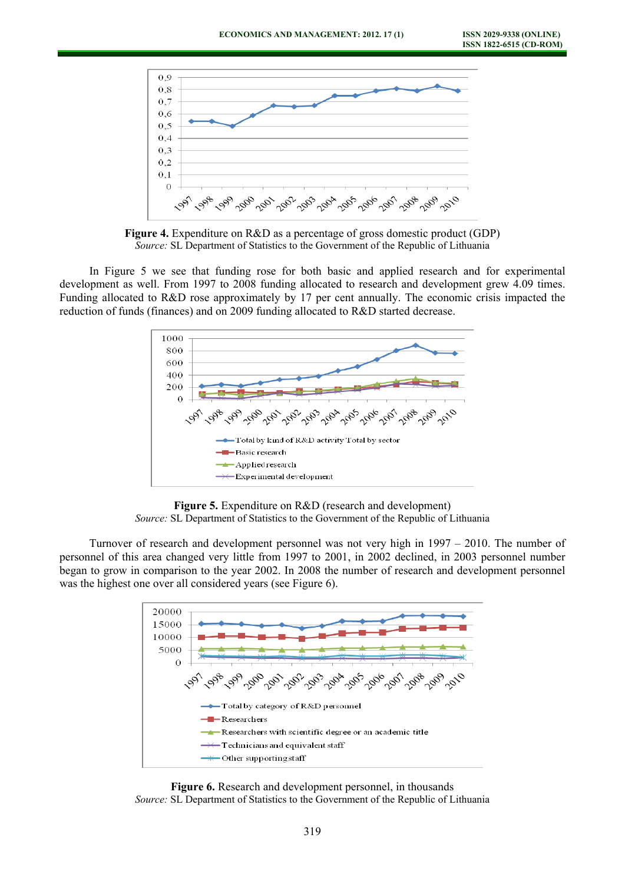**Figure 4.** Expenditure on R&D as a percentage of gross domestic product (GDP)
*Source:* SL Department of Statistics to the Government of the Republic of Lithuania

In Figure 5 we see that funding rose for both basic and applied research and for experimental development as well. From 1997 to 2008 funding allocated to research and development grew 4.09 times. Funding allocated to R&D rose approximately by 17 per cent annually. The economic crisis impacted the reduction of funds (finances) and on 2009 funding allocated to R&D started decrease.

**Figure 5.** Expenditure on R&D (research and development)
*Source:* SL Department of Statistics to the Government of the Republic of Lithuania

Turnover of research and development personnel was not very high in 1997 – 2010. The number of personnel of this area changed very little from 1997 to 2001, in 2002 declined, in 2003 personnel number began to grow in comparison to the year 2002. In 2008 the number of research and development personnel was the highest one over all considered years (see Figure 6).

**Figure 6.** Research and development personnel, in thousands
*Source:* SL Department of Statistics to the Government of the Republic of Lithuania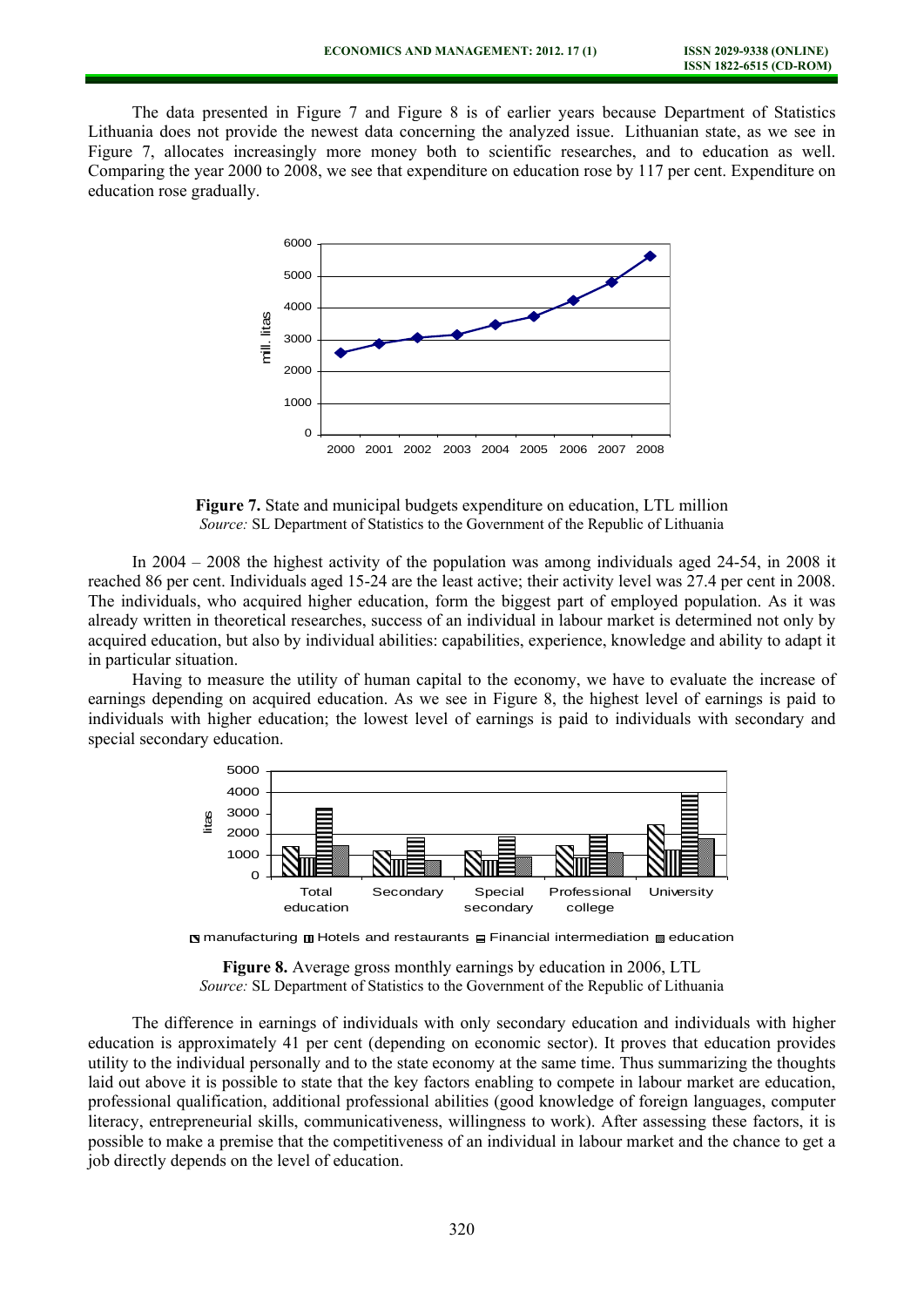The data presented in Figure 7 and Figure 8 is of earlier years because Department of Statistics Lithuania does not provide the newest data concerning the analyzed issue. Lithuanian state, as we see in Figure 7, allocates increasingly more money both to scientific researches, and to education as well. Comparing the year 2000 to 2008, we see that expenditure on education rose by 117 per cent. Expenditure on education rose gradually.

**Figure 7.** State and municipal budgets expenditure on education, LTL million
*Source:* SL Department of Statistics to the Government of the Republic of Lithuania

In 2004 – 2008 the highest activity of the population was among individuals aged 24-54, in 2008 it reached 86 per cent. Individuals aged 15-24 are the least active; their activity level was 27.4 per cent in 2008. The individuals, who acquired higher education, form the biggest part of employed population. As it was already written in theoretical researches, success of an individual in labour market is determined not only by acquired education, but also by individual abilities: capabilities, experience, knowledge and ability to adapt it in particular situation.

Having to measure the utility of human capital to the economy, we have to evaluate the increase of earnings depending on acquired education. As we see in Figure 8, the highest level of earnings is paid to individuals with higher education; the lowest level of earnings is paid to individuals with secondary and special secondary education.

**Figure 8.** Average gross monthly earnings by education in 2006, LTL
*Source:* SL Department of Statistics to the Government of the Republic of Lithuania

The difference in earnings of individuals with only secondary education and individuals with higher education is approximately 41 per cent (depending on economic sector). It proves that education provides utility to the individual personally and to the state economy at the same time. Thus summarizing the thoughts laid out above it is possible to state that the key factors enabling to compete in labour market are education, professional qualification, additional professional abilities (good knowledge of foreign languages, computer literacy, entrepreneurial skills, communicativeness, willingness to work). After assessing these factors, it is possible to make a premise that the competitiveness of an individual in labour market and the chance to get a job directly depends on the level of education.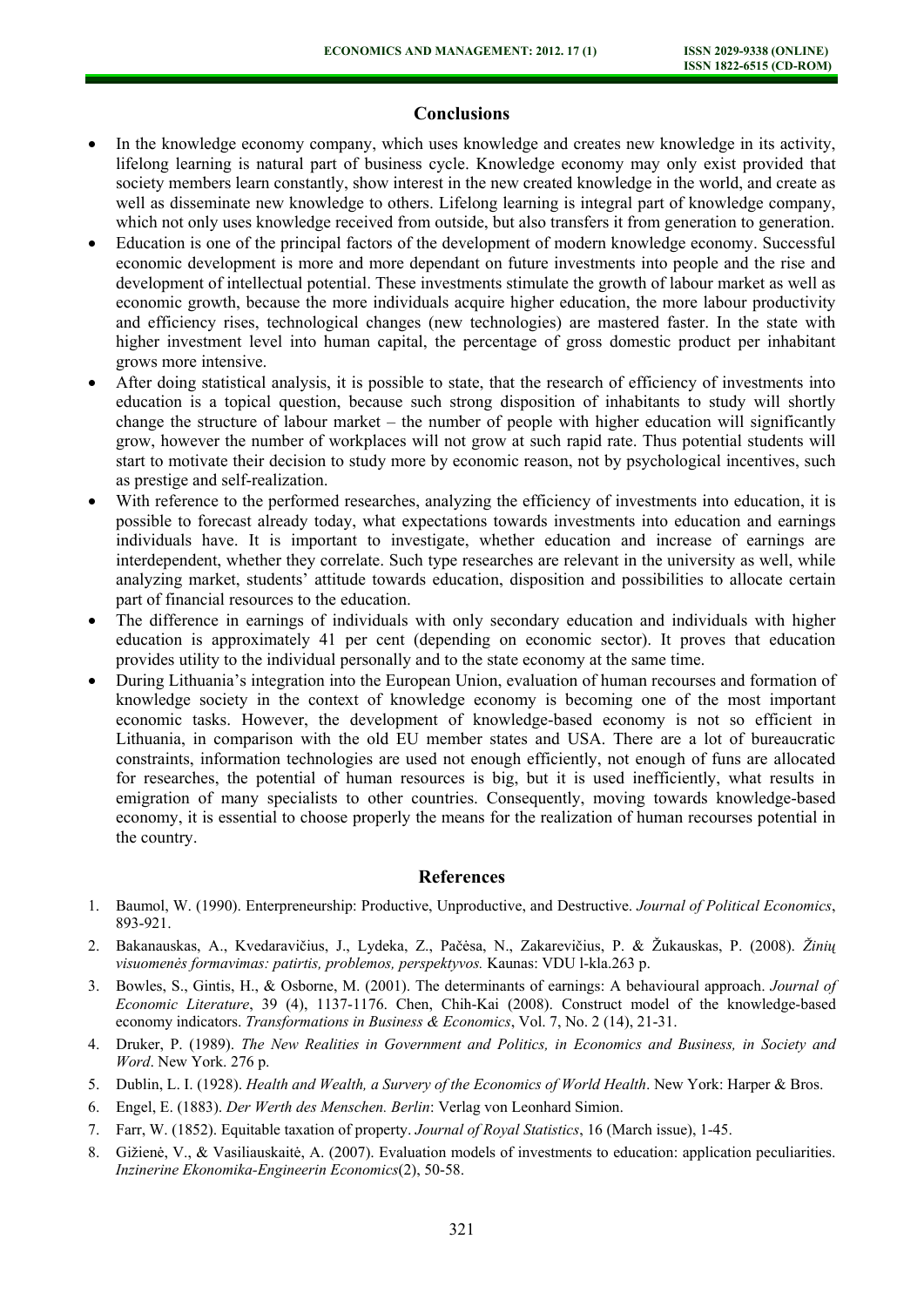## Conclusions

- In the knowledge economy company, which uses knowledge and creates new knowledge in its activity, lifelong learning is natural part of business cycle. Knowledge economy may only exist provided that society members learn constantly, show interest in the new created knowledge in the world, and create as well as disseminate new knowledge to others. Lifelong learning is integral part of knowledge company, which not only uses knowledge received from outside, but also transfers it from generation to generation.
- Education is one of the principal factors of the development of modern knowledge economy. Successful economic development is more and more dependant on future investments into people and the rise and development of intellectual potential. These investments stimulate the growth of labour market as well as economic growth, because the more individuals acquire higher education, the more labour productivity and efficiency rises, technological changes (new technologies) are mastered faster. In the state with higher investment level into human capital, the percentage of gross domestic product per inhabitant grows more intensive.
- After doing statistical analysis, it is possible to state, that the research of efficiency of investments into education is a topical question, because such strong disposition of inhabitants to study will shortly change the structure of labour market – the number of people with higher education will significantly grow, however the number of workplaces will not grow at such rapid rate. Thus potential students will start to motivate their decision to study more by economic reason, not by psychological incentives, such as prestige and self-realization.
- With reference to the performed researches, analyzing the efficiency of investments into education, it is possible to forecast already today, what expectations towards investments into education and earnings individuals have. It is important to investigate, whether education and increase of earnings are interdependent, whether they correlate. Such type researches are relevant in the university as well, while analyzing market, students' attitude towards education, disposition and possibilities to allocate certain part of financial resources to the education.
- The difference in earnings of individuals with only secondary education and individuals with higher education is approximately 41 per cent (depending on economic sector). It proves that education provides utility to the individual personally and to the state economy at the same time.
- During Lithuania's integration into the European Union, evaluation of human recourses and formation of knowledge society in the context of knowledge economy is becoming one of the most important economic tasks. However, the development of knowledge-based economy is not so efficient in Lithuania, in comparison with the old EU member states and USA. There are a lot of bureaucratic constraints, information technologies are used not enough efficiently, not enough of funs are allocated for researches, the potential of human resources is big, but it is used inefficiently, what results in emigration of many specialists to other countries. Consequently, moving towards knowledge-based economy, it is essential to choose properly the means for the realization of human recourses potential in the country.

## References

1. Baumol, W. (1990). Enterpreneurship: Productive, Unproductive, and Destructive. *Journal of Political Economics*, 893-921.
2. Bakanauskas, A., Kvedaravičius, J., Lydeka, Z., Pačėsa, N., Zakarevičius, P. & Žukauskas, P. (2008). *Žinių visuomenės formavimas: patirtis, problemos, perspektyvos.* Kaunas: VDU l-kla.263 p.
3. Bowles, S., Gintis, H., & Osborne, M. (2001). The determinants of earnings: A behavioural approach. *Journal of Economic Literature*, 39 (4), 1137-1176. Chen, Chih-Kai (2008). Construct model of the knowledge-based economy indicators. *Transformations in Business & Economics*, Vol. 7, No. 2 (14), 21-31.
4. Druker, P. (1989). *The New Realities in Government and Politics, in Economics and Business, in Society and Word*. New York. 276 p.
5. Dublin, L. I. (1928). *Health and Wealth, a Survery of the Economics of World Health*. New York: Harper & Bros.
6. Engel, E. (1883). *Der Werth des Menschen. Berlin*: Verlag von Leonhard Simion.
7. Farr, W. (1852). Equitable taxation of property. *Journal of Royal Statistics*, 16 (March issue), 1-45.
8. Gižienė, V., & Vasiliauskaitė, A. (2007). Evaluation models of investments to education: application peculiarities. *Inzinerine Ekonomika-Engineerin Economics*(2), 50-58.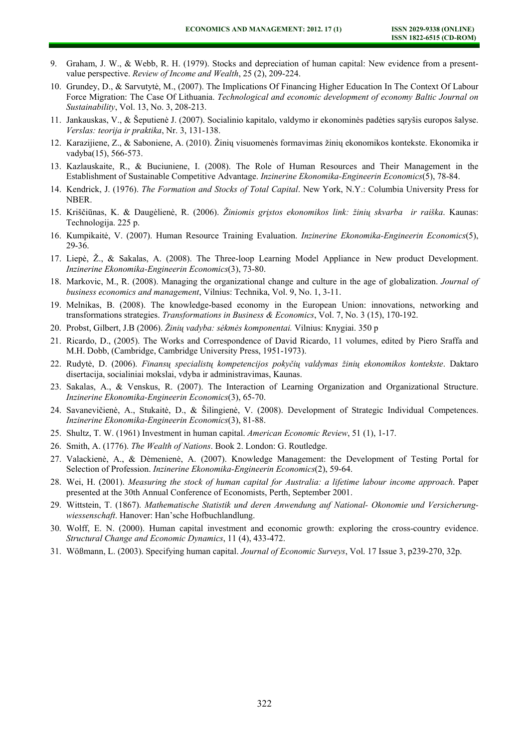9. Graham, J. W., & Webb, R. H. (1979). Stocks and depreciation of human capital: New evidence from a present-value perspective. *Review of Income and Wealth*, 25 (2), 209-224.
10. Grundey, D., & Sarvutytė, M., (2007). The Implications Of Financing Higher Education In The Context Of Labour Force Migration: The Case Of Lithuania. *Technological and economic development of economy Baltic Journal on Sustainability*, Vol. 13, No. 3, 208-213.
11. Jankauskas, V., & Šeputienė J. (2007). Socialinio kapitalo, valdymo ir ekonominės padėties sąryšis europos šalyse. *Verslas: teorija ir praktika*, Nr. 3, 131-138.
12. Karazijiene, Z., & Saboniene, A. (2010). Žinių visuomenės formavimas žinių ekonomikos kontekste. Ekonomika ir vadyba(15), 566-573.
13. Kazlauskaite, R., & Buciuniene, I. (2008). The Role of Human Resources and Their Management in the Establishment of Sustainable Competitive Advantage. *Inzinerine Ekonomika-Engineerin Economics*(5), 78-84.
14. Kendrick, J. (1976). *The Formation and Stocks of Total Capital*. New York, N.Y.: Columbia University Press for NBER.
15. Kriščiūnas, K. & Daugėlienė, R. (2006). *Žiniomis grįstos ekonomikos link: žinių skvarba ir raiška*. Kaunas: Technologija. 225 p.
16. Kumpikaitė, V. (2007). Human Resource Training Evaluation. *Inzinerine Ekonomika-Engineerin Economics*(5), 29-36.
17. Liepė, Ž., & Sakalas, A. (2008). The Three-loop Learning Model Appliance in New product Development. *Inzinerine Ekonomika-Engineerin Economics*(3), 73-80.
18. Markovic, M., R. (2008). Managing the organizational change and culture in the age of globalization. *Journal of business economics and management*, Vilnius: Technika, Vol. 9, No. 1, 3-11.
19. Melnikas, B. (2008). The knowledge-based economy in the European Union: innovations, networking and transformations strategies. *Transformations in Business & Economics*, Vol. 7, No. 3 (15), 170-192.
20. Probst, Gilbert, J.B (2006). *Žinių vadyba: sėkmės komponentai.* Vilnius: Knygiai. 350 p
21. Ricardo, D., (2005). The Works and Correspondence of David Ricardo, 11 volumes, edited by Piero Sraffa and M.H. Dobb, (Cambridge, Cambridge University Press, 1951-1973).
22. Rudytė, D. (2006). *Finansų specialistų kompetencijos pokyčių valdymas žinių ekonomikos kontekste*. Daktaro disertacija, socialiniai mokslai, vdyba ir administravimas, Kaunas.
23. Sakalas, A., & Venskus, R. (2007). The Interaction of Learning Organization and Organizational Structure. *Inzinerine Ekonomika-Engineerin Economics*(3), 65-70.
24. Savanevičienė, A., Stukaitė, D., & Šilingienė, V. (2008). Development of Strategic Individual Competences. *Inzinerine Ekonomika-Engineerin Economics*(3), 81-88.
25. Shultz, T. W. (1961) Investment in human capital. *American Economic Review*, 51 (1), 1-17.
26. Smith, A. (1776). *The Wealth of Nations*. Book 2. London: G. Routledge.
27. Valackienė, A., & Dėmenienė, A. (2007). Knowledge Management: the Development of Testing Portal for Selection of Profession. *Inzinerine Ekonomika-Engineerin Economics*(2), 59-64.
28. Wei, H. (2001). *Measuring the stock of human capital for Australia: a lifetime labour income approach*. Paper presented at the 30th Annual Conference of Economists, Perth, September 2001.
29. Wittstein, T. (1867). *Mathematische Statistik und deren Anwendung auf National- Okonomie und Versicherung-wiessenschaft*. Hanover: Han'sche Hofbuchlandlung.
30. Wolff, E. N. (2000). Human capital investment and economic growth: exploring the cross-country evidence. *Structural Change and Economic Dynamics*, 11 (4), 433-472.
31. Wößmann, L. (2003). Specifying human capital. *Journal of Economic Surveys*, Vol. 17 Issue 3, p239-270, 32p.